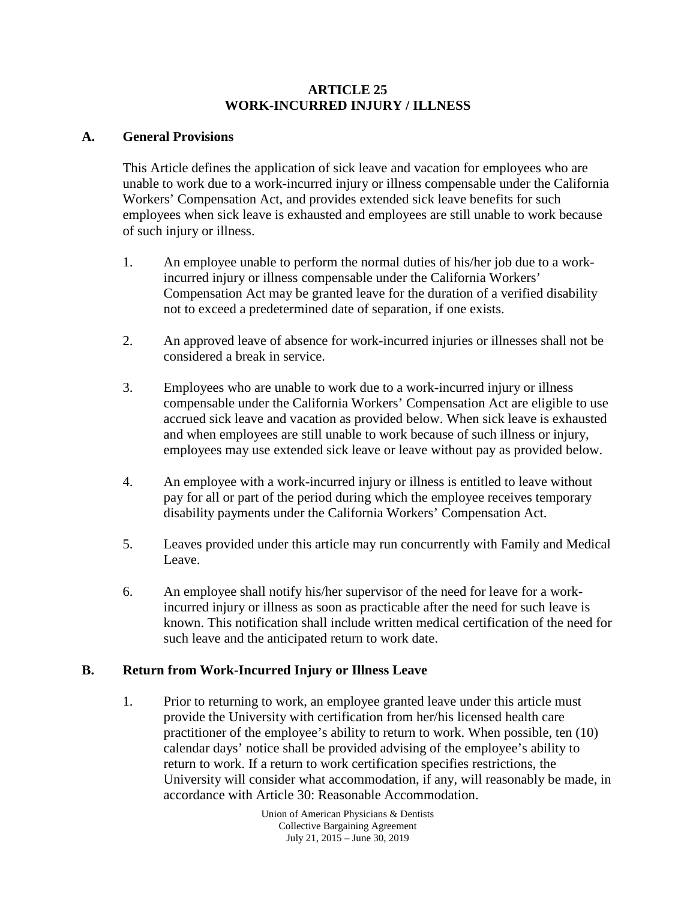# ARTICLE 25
# WORK-INCURRED INJURY / ILLNESS

## A. General Provisions

This Article defines the application of sick leave and vacation for employees who are unable to work due to a work-incurred injury or illness compensable under the California Workers' Compensation Act, and provides extended sick leave benefits for such employees when sick leave is exhausted and employees are still unable to work because of such injury or illness.

1. An employee unable to perform the normal duties of his/her job due to a work-incurred injury or illness compensable under the California Workers' Compensation Act may be granted leave for the duration of a verified disability not to exceed a predetermined date of separation, if one exists.

2. An approved leave of absence for work-incurred injuries or illnesses shall not be considered a break in service.

3. Employees who are unable to work due to a work-incurred injury or illness compensable under the California Workers' Compensation Act are eligible to use accrued sick leave and vacation as provided below. When sick leave is exhausted and when employees are still unable to work because of such illness or injury, employees may use extended sick leave or leave without pay as provided below.

4. An employee with a work-incurred injury or illness is entitled to leave without pay for all or part of the period during which the employee receives temporary disability payments under the California Workers' Compensation Act.

5. Leaves provided under this article may run concurrently with Family and Medical Leave.

6. An employee shall notify his/her supervisor of the need for leave for a work-incurred injury or illness as soon as practicable after the need for such leave is known. This notification shall include written medical certification of the need for such leave and the anticipated return to work date.

## B. Return from Work-Incurred Injury or Illness Leave

1. Prior to returning to work, an employee granted leave under this article must provide the University with certification from her/his licensed health care practitioner of the employee's ability to return to work. When possible, ten (10) calendar days' notice shall be provided advising of the employee's ability to return to work. If a return to work certification specifies restrictions, the University will consider what accommodation, if any, will reasonably be made, in accordance with Article 30: Reasonable Accommodation.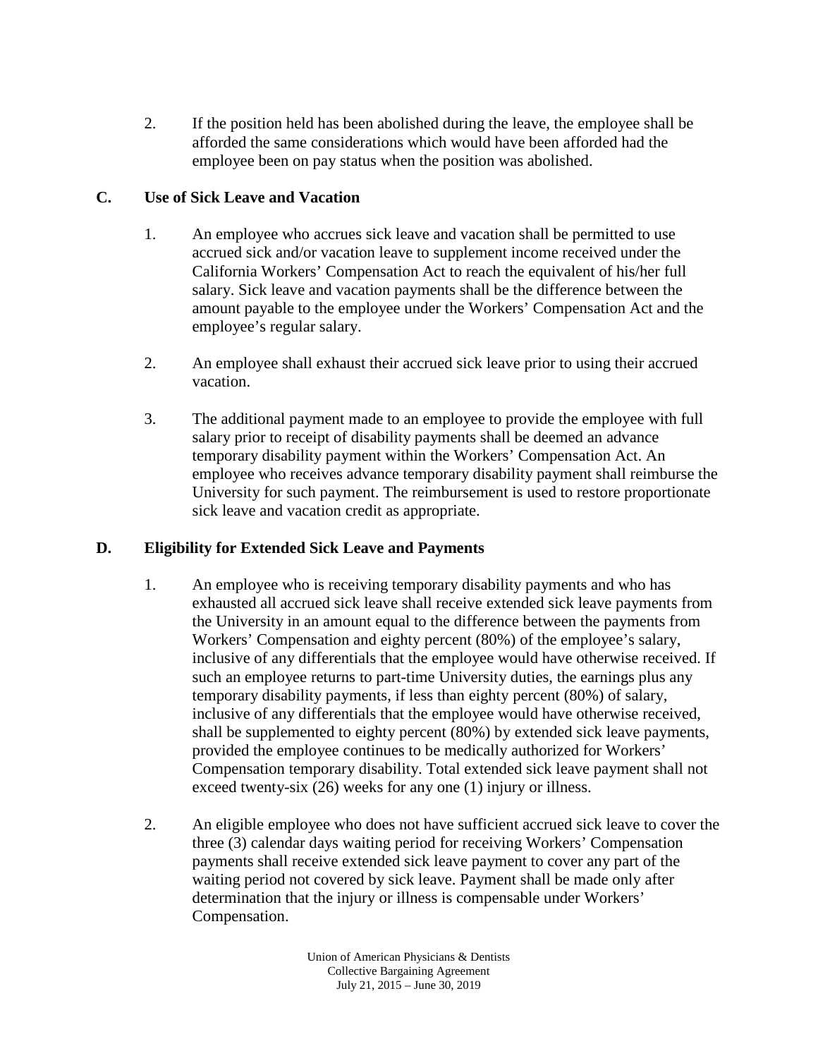2. If the position held has been abolished during the leave, the employee shall be afforded the same considerations which would have been afforded had the employee been on pay status when the position was abolished.

### C. Use of Sick Leave and Vacation

1. An employee who accrues sick leave and vacation shall be permitted to use accrued sick and/or vacation leave to supplement income received under the California Workers' Compensation Act to reach the equivalent of his/her full salary. Sick leave and vacation payments shall be the difference between the amount payable to the employee under the Workers' Compensation Act and the employee's regular salary.

2. An employee shall exhaust their accrued sick leave prior to using their accrued vacation.

3. The additional payment made to an employee to provide the employee with full salary prior to receipt of disability payments shall be deemed an advance temporary disability payment within the Workers' Compensation Act. An employee who receives advance temporary disability payment shall reimburse the University for such payment. The reimbursement is used to restore proportionate sick leave and vacation credit as appropriate.

### D. Eligibility for Extended Sick Leave and Payments

1. An employee who is receiving temporary disability payments and who has exhausted all accrued sick leave shall receive extended sick leave payments from the University in an amount equal to the difference between the payments from Workers' Compensation and eighty percent (80%) of the employee's salary, inclusive of any differentials that the employee would have otherwise received. If such an employee returns to part-time University duties, the earnings plus any temporary disability payments, if less than eighty percent (80%) of salary, inclusive of any differentials that the employee would have otherwise received, shall be supplemented to eighty percent (80%) by extended sick leave payments, provided the employee continues to be medically authorized for Workers' Compensation temporary disability. Total extended sick leave payment shall not exceed twenty-six (26) weeks for any one (1) injury or illness.

2. An eligible employee who does not have sufficient accrued sick leave to cover the three (3) calendar days waiting period for receiving Workers' Compensation payments shall receive extended sick leave payment to cover any part of the waiting period not covered by sick leave. Payment shall be made only after determination that the injury or illness is compensable under Workers' Compensation.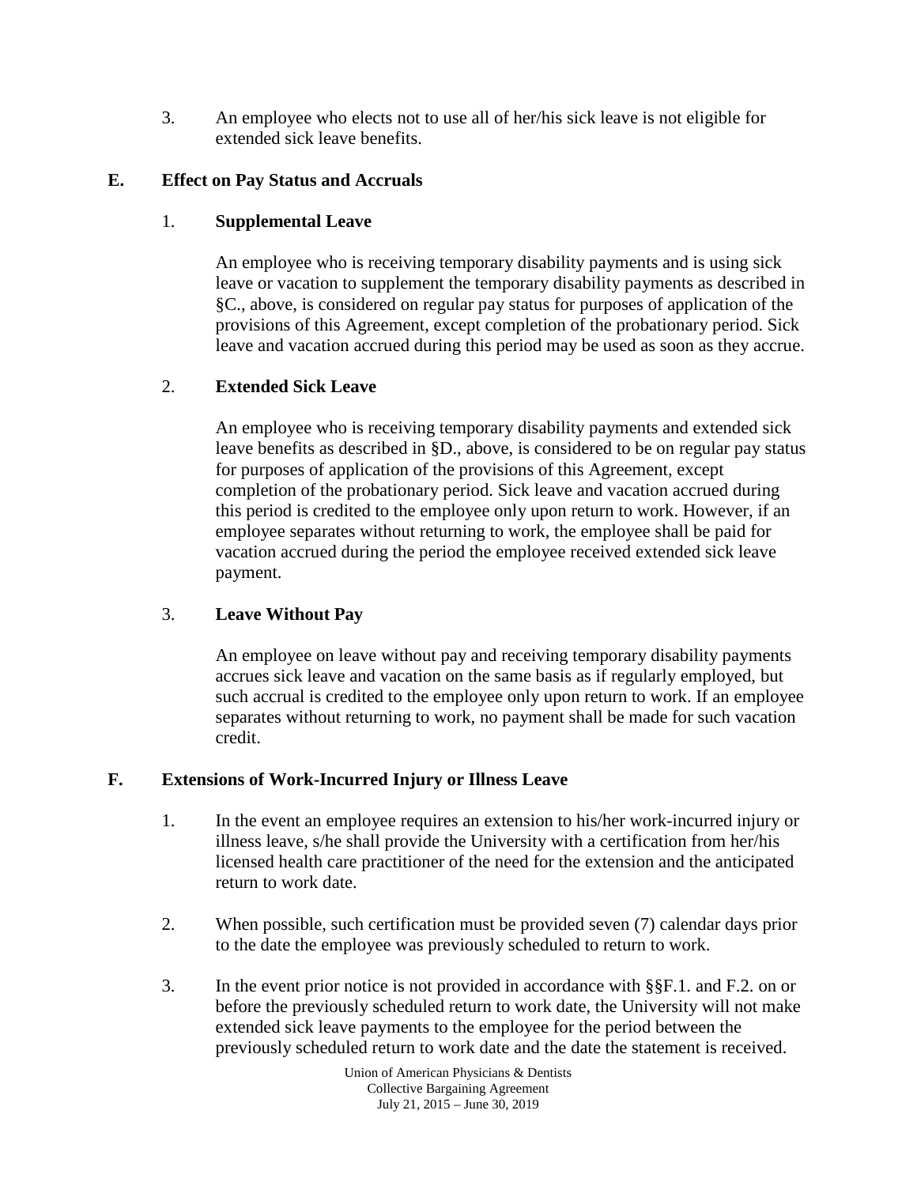3. An employee who elects not to use all of her/his sick leave is not eligible for extended sick leave benefits.

## E. Effect on Pay Status and Accruals

### 1. Supplemental Leave

An employee who is receiving temporary disability payments and is using sick leave or vacation to supplement the temporary disability payments as described in §C., above, is considered on regular pay status for purposes of application of the provisions of this Agreement, except completion of the probationary period. Sick leave and vacation accrued during this period may be used as soon as they accrue.

### 2. Extended Sick Leave

An employee who is receiving temporary disability payments and extended sick leave benefits as described in §D., above, is considered to be on regular pay status for purposes of application of the provisions of this Agreement, except completion of the probationary period. Sick leave and vacation accrued during this period is credited to the employee only upon return to work. However, if an employee separates without returning to work, the employee shall be paid for vacation accrued during the period the employee received extended sick leave payment.

### 3. Leave Without Pay

An employee on leave without pay and receiving temporary disability payments accrues sick leave and vacation on the same basis as if regularly employed, but such accrual is credited to the employee only upon return to work. If an employee separates without returning to work, no payment shall be made for such vacation credit.

## F. Extensions of Work-Incurred Injury or Illness Leave

1. In the event an employee requires an extension to his/her work-incurred injury or illness leave, s/he shall provide the University with a certification from her/his licensed health care practitioner of the need for the extension and the anticipated return to work date.

2. When possible, such certification must be provided seven (7) calendar days prior to the date the employee was previously scheduled to return to work.

3. In the event prior notice is not provided in accordance with §§F.1. and F.2. on or before the previously scheduled return to work date, the University will not make extended sick leave payments to the employee for the period between the previously scheduled return to work date and the date the statement is received.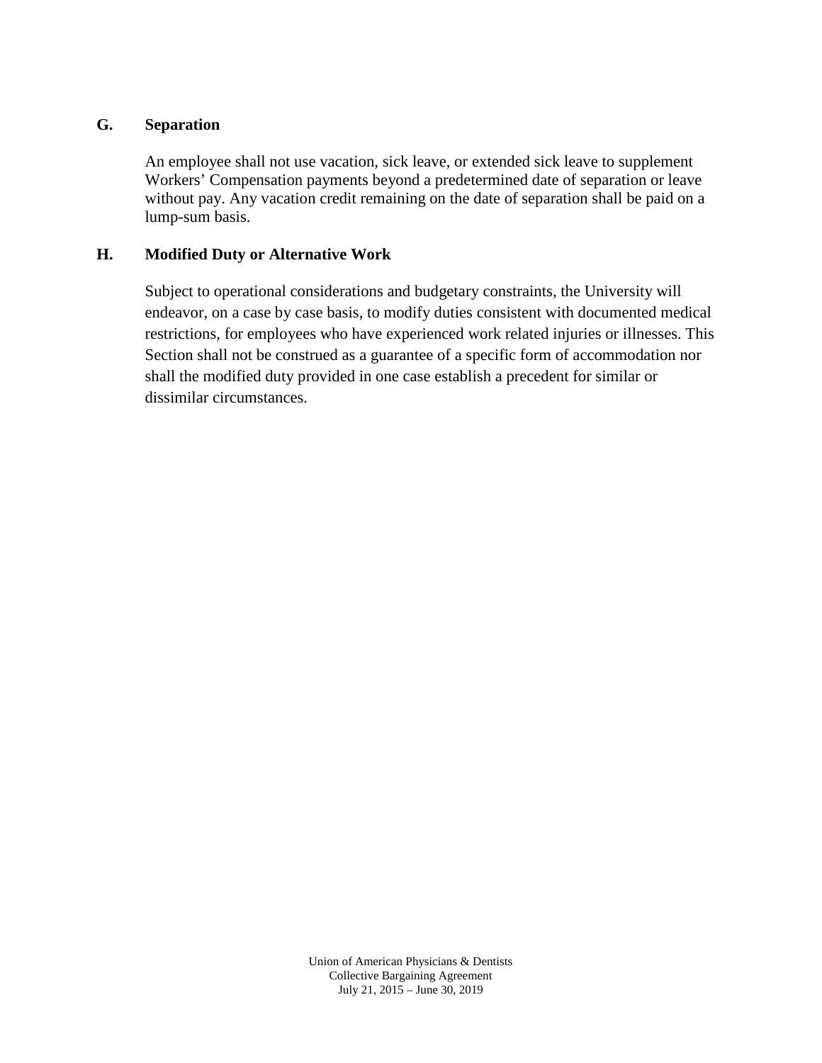**G. Separation**

An employee shall not use vacation, sick leave, or extended sick leave to supplement Workers' Compensation payments beyond a predetermined date of separation or leave without pay. Any vacation credit remaining on the date of separation shall be paid on a lump-sum basis.

**H. Modified Duty or Alternative Work**

Subject to operational considerations and budgetary constraints, the University will endeavor, on a case by case basis, to modify duties consistent with documented medical restrictions, for employees who have experienced work related injuries or illnesses. This Section shall not be construed as a guarantee of a specific form of accommodation nor shall the modified duty provided in one case establish a precedent for similar or dissimilar circumstances.